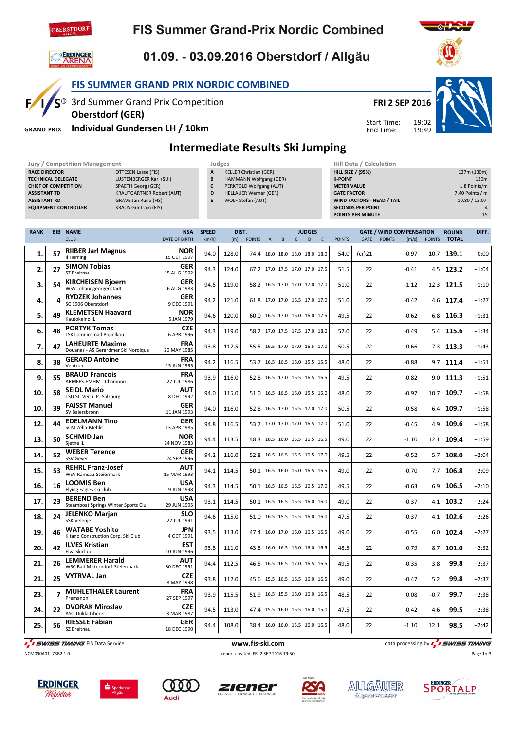# FIS Summer Grand-Prix Nordic Combined

## 01.09. - 03.09.2016 Oberstdorf / Allgäu

### FIS SUMMER GRAND PRIX NORDIC COMBINED

3rd Summer Grand Prix Competition
**Oberstdorf (GER)**
**Individual Gundersen LH / 10km**

**FRI 2 SEP 2016**

Start Time: 19:02
End Time: 19:49

## Intermediate Results Ski Jumping

**Jury / Competition Management**

| | |
|---|---|
| RACE DIRECTOR | OTTESEN Lasse (FIS) |
| TECHNICAL DELEGATE | LUSTENBERGER Karl (SUI) |
| CHIEF OF COMPETITION | SPAETH Georg (GER) |
| ASSISTANT TD | KRAUTGARTNER Robert (AUT) |
| ASSISTANT RD | GRAVE Jan Rune (FIS) |
| EQUIPMENT CONTROLLER | KRAUS Guntram (FIS) |

**Judges**

| | |
|---|---|
| A | KELLER Christian (GER) |
| B | HAMMANN Wolfgang (GER) |
| C | PERKTOLD Wolfgang (AUT) |
| D | HELLAUER Werner (GER) |
| E | WOLF Stefan (AUT) |

**Hill Data / Calculation**

| | |
|---|---|
| HILL SIZE / (95%) | 137m (130m) |
| K-POINT | 120m |
| METER VALUE | 1.8 Points/m |
| GATE FACTOR | 7.40 Points / m |
| WIND FACTORS - HEAD / TAIL | 10.80 / 13.07 |
| SECONDS PER POINT | 4 |
| POINTS PER MINUTE | 15 |

| RANK | BIB | NAME / CLUB | NSA / DATE OF BIRTH | SPEED [km/h] | DIST. [m] | DIST. POINTS | A | B | C | D | E | JUDGES POINTS | GATE | GATE POINTS | WIND [m/s] | WIND POINTS | ROUND TOTAL | DIFF. |
|---|---|---|---|---|---|---|---|---|---|---|---|---|---|---|---|---|---|---|
| 1. | 57 | **RIIBER Jarl Magnus** Il Heming | NOR 15 OCT 1997 | 94.0 | 128.0 | 74.4 | 18.0 | 18.0 | 18.0 | 18.0 | 18.0 | 54.0 | (cr)21 | | -0.97 | 10.7 | **139.1** | 0:00 |
| 2. | 27 | **SIMON Tobias** SZ Breitnau | GER 15 AUG 1992 | 94.3 | 124.0 | 67.2 | 17.0 | 17.5 | 17.0 | 17.0 | 17.5 | 51.5 | 22 | | -0.41 | 4.5 | **123.2** | +1:04 |
| 3. | 54 | **KIRCHEISEN Bjoern** WSV Johanngeorgenstadt | GER 6 AUG 1983 | 94.5 | 119.0 | 58.2 | 16.5 | 17.0 | 17.0 | 17.0 | 17.0 | 51.0 | 22 | | -1.12 | 12.3 | **121.5** | +1:10 |
| 4. | 4 | **RYDZEK Johannes** SC 1906 Oberstdorf | GER 9 DEC 1991 | 94.2 | 121.0 | 61.8 | 17.0 | 17.0 | 16.5 | 17.0 | 17.0 | 51.0 | 22 | | -0.42 | 4.6 | **117.4** | +1:27 |
| 5. | 49 | **KLEMETSEN Haavard** Kautokeino IL | NOR 5 JAN 1979 | 94.6 | 120.0 | 60.0 | 16.5 | 17.0 | 16.0 | 16.0 | 17.5 | 49.5 | 22 | | -0.62 | 6.8 | **116.3** | +1:31 |
| 6. | 48 | **PORTYK Tomas** LSK Lomnice nad Popelkou | CZE 6 APR 1996 | 94.3 | 119.0 | 58.2 | 17.0 | 17.5 | 17.5 | 17.0 | 18.0 | 52.0 | 22 | | -0.49 | 5.4 | **115.6** | +1:34 |
| 7. | 47 | **LAHEURTE Maxime** Douanes - AS Gerardmer Ski Nordique | FRA 20 MAY 1985 | 93.8 | 117.5 | 55.5 | 16.5 | 17.0 | 17.0 | 16.5 | 17.0 | 50.5 | 22 | | -0.66 | 7.3 | **113.3** | +1:43 |
| 8. | 38 | **GERARD Antoine** Ventron | FRA 15 JUN 1995 | 94.2 | 116.5 | 53.7 | 16.5 | 16.5 | 16.0 | 15.5 | 15.5 | 48.0 | 22 | | -0.88 | 9.7 | **111.4** | +1:51 |
| 9. | 55 | **BRAUD Francois** ARMEES-EMHM - Chamonix | FRA 27 JUL 1986 | 93.9 | 116.0 | 52.8 | 16.5 | 17.0 | 16.5 | 16.5 | 16.5 | 49.5 | 22 | | -0.82 | 9.0 | **111.3** | +1:51 |
| 10. | 58 | **SEIDL Mario** TSU St. Veit i. P.-Salzburg | AUT 8 DEC 1992 | 94.0 | 115.0 | 51.0 | 16.5 | 16.5 | 16.0 | 15.5 | 15.0 | 48.0 | 22 | | -0.97 | 10.7 | **109.7** | +1:58 |
| 10. | 39 | **FAISST Manuel** SV Baiersbronn | GER 11 JAN 1993 | 94.0 | 116.0 | 52.8 | 16.5 | 17.0 | 16.5 | 17.0 | 17.0 | 50.5 | 22 | | -0.58 | 6.4 | **109.7** | +1:58 |
| 12. | 44 | **EDELMANN Tino** SCM Zella-Mehlis | GER 13 APR 1995 | 94.8 | 116.5 | 53.7 | 17.0 | 17.0 | 17.0 | 16.5 | 17.0 | 51.0 | 22 | | -0.45 | 4.9 | **109.6** | +1:58 |
| 13. | 50 | **SCHMID Jan** Sjetne IL | NOR 24 NOV 1983 | 94.4 | 113.5 | 48.3 | 16.5 | 16.0 | 15.5 | 16.5 | 16.5 | 49.0 | 22 | | -1.10 | 12.1 | **109.4** | +1:59 |
| 14. | 52 | **WEBER Terence** SSV Geyer | GER 24 SEP 1996 | 94.2 | 116.0 | 52.8 | 16.5 | 16.5 | 16.5 | 16.5 | 17.0 | 49.5 | 22 | | -0.52 | 5.7 | **108.0** | +2:04 |
| 15. | 53 | **REHRL Franz-Josef** WSV Ramsau-Steiermark | AUT 15 MAR 1993 | 94.1 | 114.5 | 50.1 | 16.5 | 16.0 | 16.0 | 16.5 | 16.5 | 49.0 | 22 | | -0.70 | 7.7 | **106.8** | +2:09 |
| 16. | 16 | **LOOMIS Ben** Flying Eagles ski club | USA 9 JUN 1998 | 94.3 | 114.5 | 50.1 | 16.5 | 16.5 | 16.5 | 16.5 | 17.0 | 49.5 | 22 | | -0.63 | 6.9 | **106.5** | +2:10 |
| 17. | 23 | **BEREND Ben** Steamboat Springs Winter Sports Clu | USA 29 JUN 1995 | 93.1 | 114.5 | 50.1 | 16.5 | 16.5 | 16.5 | 16.0 | 16.0 | 49.0 | 22 | | -0.37 | 4.1 | **103.2** | +2:24 |
| 18. | 24 | **JELENKO Marjan** SSK Velenje | SLO 22 JUL 1991 | 94.6 | 115.0 | 51.0 | 16.5 | 15.5 | 15.5 | 16.0 | 16.0 | 47.5 | 22 | | -0.37 | 4.1 | **102.6** | +2:26 |
| 19. | 46 | **WATABE Yoshito** Kitano Construction Corp. Ski Club | JPN 4 OCT 1991 | 93.5 | 113.0 | 47.4 | 16.0 | 17.0 | 16.0 | 16.5 | 16.5 | 49.0 | 22 | | -0.55 | 6.0 | **102.4** | +2:27 |
| 20. | 42 | **ILVES Kristian** Elva Skiclub | EST 10 JUN 1996 | 93.8 | 111.0 | 43.8 | 16.0 | 16.5 | 16.0 | 16.0 | 16.5 | 48.5 | 22 | | -0.79 | 8.7 | **101.0** | +2:32 |
| 21. | 26 | **LEMMERER Harald** WSC Bad Mitterndorf-Steiermark | AUT 30 DEC 1991 | 94.4 | 112.5 | 46.5 | 16.5 | 16.5 | 17.0 | 16.5 | 16.5 | 49.5 | 22 | | -0.35 | 3.8 | **99.8** | +2:37 |
| 21. | 25 | **VYTRVAL Jan** | CZE 8 MAY 1998 | 93.8 | 112.0 | 45.6 | 15.5 | 16.5 | 16.5 | 16.0 | 16.5 | 49.0 | 22 | | -0.47 | 5.2 | **99.8** | +2:37 |
| 23. | 7 | **MUHLETHALER Laurent** Premanon | FRA 27 SEP 1997 | 93.9 | 115.5 | 51.9 | 16.5 | 15.5 | 16.0 | 16.0 | 16.5 | 48.5 | 22 | | 0.08 | -0.7 | **99.7** | +2:38 |
| 24. | 22 | **DVORAK Miroslav** ASO Dukla Liberec | CZE 3 MAR 1987 | 94.5 | 113.0 | 47.4 | 15.5 | 16.0 | 16.5 | 16.0 | 15.0 | 47.5 | 22 | | -0.42 | 4.6 | **99.5** | +2:38 |
| 25. | 56 | **RIESSLE Fabian** SZ Breitnau | GER 18 DEC 1990 | 94.4 | 108.0 | 38.4 | 16.0 | 16.0 | 15.5 | 16.0 | 16.5 | 48.0 | 22 | | -1.10 | 12.1 | **98.5** | +2:42 |

SWISS TIMING FIS Data Service — www.fis-ski.com — data processing by SWISS TIMING

NCM090A01_73B2 1.0 — report created FRI 2 SEP 2016 19:50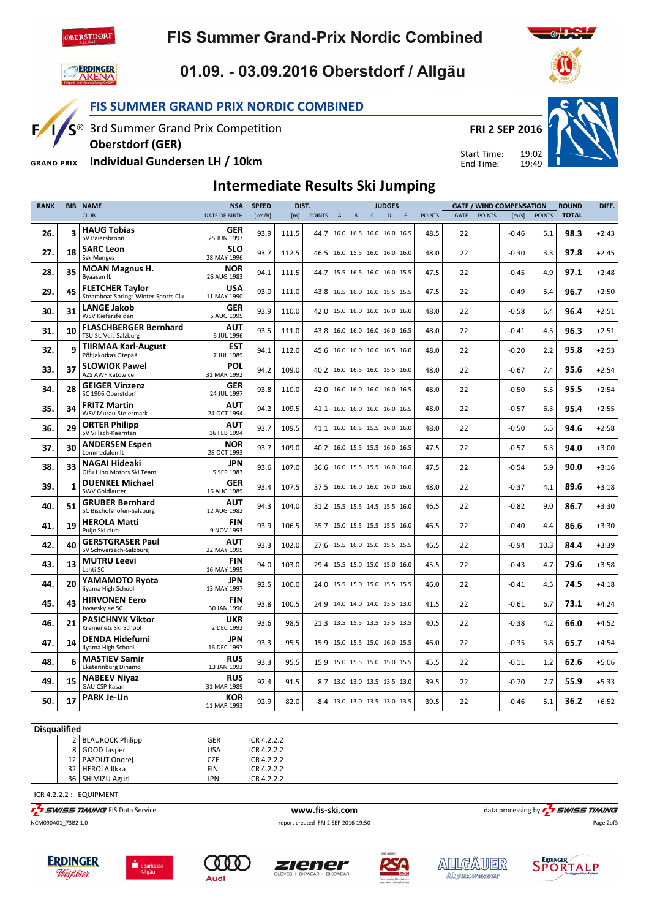# FIS Summer Grand-Prix Nordic Combined

## 01.09. - 03.09.2016 Oberstdorf / Allgäu

### FIS SUMMER GRAND PRIX NORDIC COMBINED

3rd Summer Grand Prix Competition
**Oberstdorf (GER)**
**Individual Gundersen LH / 10km**

**FRI 2 SEP 2016**
Start Time: 19:02
End Time: 19:49

## Intermediate Results Ski Jumping

| RANK | BIB | NAME | NSA | SPEED | DIST. | | JUDGES | | | | | | GATE / WIND COMPENSATION | | | | ROUND | DIFF. |
|---|---|---|---|---|---|---|---|---|---|---|---|---|---|---|---|---|---|---|
| | | CLUB | DATE OF BIRTH | [km/h] | [m] | POINTS | A | B | C | D | E | POINTS | GATE | POINTS | [m/s] | POINTS | TOTAL | |
| 26. | 3 | **HAUG Tobias** SV Baiersbronn | **GER** 25 JUN 1993 | 93.9 | 111.5 | 44.7 | 16.0 | 16.5 | 16.0 | 16.0 | 16.5 | 48.5 | 22 | | -0.46 | 5.1 | **98.3** | +2:43 |
| 27. | 18 | **SARC Leon** Ssk Menges | **SLO** 28 MAY 1996 | 93.7 | 112.5 | 46.5 | 16.0 | 15.5 | 16.0 | 16.0 | 16.0 | 48.0 | 22 | | -0.30 | 3.3 | **97.8** | +2:45 |
| 28. | 35 | **MOAN Magnus H.** Byaasen IL | **NOR** 26 AUG 1983 | 94.1 | 111.5 | 44.7 | 15.5 | 16.5 | 16.0 | 16.0 | 15.5 | 47.5 | 22 | | -0.45 | 4.9 | **97.1** | +2:48 |
| 29. | 45 | **FLETCHER Taylor** Steamboat Springs Winter Sports Clu | **USA** 11 MAY 1990 | 93.0 | 111.0 | 43.8 | 16.5 | 16.0 | 16.0 | 15.5 | 15.5 | 47.5 | 22 | | -0.49 | 5.4 | **96.7** | +2:50 |
| 30. | 31 | **LANGE Jakob** WSV Kiefersfelden | **GER** 5 AUG 1995 | 93.9 | 110.0 | 42.0 | 15.0 | 16.0 | 16.0 | 16.0 | 16.0 | 48.0 | 22 | | -0.58 | 6.4 | **96.4** | +2:51 |
| 31. | 10 | **FLASCHBERGER Bernhard** TSU St. Veit-Salzburg | **AUT** 6 JUL 1996 | 93.5 | 111.0 | 43.8 | 16.0 | 16.0 | 16.0 | 16.0 | 16.5 | 48.0 | 22 | | -0.41 | 4.5 | **96.3** | +2:51 |
| 32. | 9 | **TIIRMAA Karl-August** Põhjakotkas Otepää | **EST** 7 JUL 1989 | 94.1 | 112.0 | 45.6 | 16.0 | 16.0 | 16.0 | 16.5 | 16.0 | 48.0 | 22 | | -0.20 | 2.2 | **95.8** | +2:53 |
| 33. | 37 | **SLOWIOK Pawel** AZS AWF Katowice | **POL** 31 MAR 1992 | 94.2 | 109.0 | 40.2 | 16.0 | 16.5 | 16.0 | 15.5 | 16.0 | 48.0 | 22 | | -0.67 | 7.4 | **95.6** | +2:54 |
| 34. | 28 | **GEIGER Vinzenz** SC 1906 Oberstdorf | **GER** 24 JUL 1997 | 93.8 | 110.0 | 42.0 | 16.0 | 16.0 | 16.0 | 16.0 | 16.5 | 48.0 | 22 | | -0.50 | 5.5 | **95.5** | +2:54 |
| 35. | 34 | **FRITZ Martin** WSV Murau-Steiermark | **AUT** 24 OCT 1994 | 94.2 | 109.5 | 41.1 | 16.0 | 16.0 | 16.0 | 16.0 | 16.5 | 48.0 | 22 | | -0.57 | 6.3 | **95.4** | +2:55 |
| 36. | 29 | **ORTER Philipp** SV Villach-Kaernten | **AUT** 16 FEB 1994 | 93.7 | 109.5 | 41.1 | 16.0 | 16.5 | 15.5 | 16.0 | 16.0 | 48.0 | 22 | | -0.50 | 5.5 | **94.6** | +2:58 |
| 37. | 30 | **ANDERSEN Espen** Lommedalen IL | **NOR** 28 OCT 1993 | 93.7 | 109.0 | 40.2 | 16.0 | 15.5 | 15.5 | 16.0 | 16.5 | 47.5 | 22 | | -0.57 | 6.3 | **94.0** | +3:00 |
| 38. | 33 | **NAGAI Hideaki** Gifu Hino Motors Ski Team | **JPN** 5 SEP 1983 | 93.6 | 107.0 | 36.6 | 16.0 | 15.5 | 15.5 | 16.0 | 16.0 | 47.5 | 22 | | -0.54 | 5.9 | **90.0** | +3:16 |
| 39. | 1 | **DUENKEL Michael** SWV Goldlauter | **GER** 16 AUG 1989 | 93.4 | 107.5 | 37.5 | 16.0 | 16.0 | 16.0 | 16.0 | 16.0 | 48.0 | 22 | | -0.37 | 4.1 | **89.6** | +3:18 |
| 40. | 51 | **GRUBER Bernhard** SC Bischofshofen-Salzburg | **AUT** 12 AUG 1982 | 94.3 | 104.0 | 31.2 | 15.5 | 15.5 | 14.5 | 15.5 | 16.0 | 46.5 | 22 | | -0.82 | 9.0 | **86.7** | +3:30 |
| 41. | 19 | **HEROLA Matti** Puijo Ski club | **FIN** 9 NOV 1993 | 93.9 | 106.5 | 35.7 | 15.0 | 15.5 | 15.5 | 15.5 | 16.0 | 46.5 | 22 | | -0.40 | 4.4 | **86.6** | +3:30 |
| 42. | 40 | **GERSTGRASER Paul** SV Schwarzach-Salzburg | **AUT** 22 MAY 1995 | 93.3 | 102.0 | 27.6 | 15.5 | 16.0 | 15.0 | 15.5 | 15.5 | 46.5 | 22 | | -0.94 | 10.3 | **84.4** | +3:39 |
| 43. | 13 | **MUTRU Leevi** Lahti SC | **FIN** 16 MAY 1995 | 94.0 | 103.0 | 29.4 | 15.5 | 15.0 | 15.0 | 15.0 | 16.0 | 45.5 | 22 | | -0.43 | 4.7 | **79.6** | +3:58 |
| 44. | 20 | **YAMAMOTO Ryota** Iiyama High School | **JPN** 13 MAY 1997 | 92.5 | 100.0 | 24.0 | 15.5 | 15.0 | 15.0 | 15.5 | 15.5 | 46.0 | 22 | | -0.41 | 4.5 | **74.5** | +4:18 |
| 45. | 43 | **HIRVONEN Eero** Jyvaeskylae SC | **FIN** 30 JAN 1996 | 93.8 | 100.5 | 24.9 | 14.0 | 14.0 | 14.0 | 13.5 | 13.0 | 41.5 | 22 | | -0.61 | 6.7 | **73.1** | +4:24 |
| 46. | 21 | **PASICHNYK Viktor** Kremenets Ski School | **UKR** 2 DEC 1992 | 93.6 | 98.5 | 21.3 | 13.5 | 15.5 | 13.5 | 13.5 | 13.5 | 40.5 | 22 | | -0.38 | 4.2 | **66.0** | +4:52 |
| 47. | 14 | **DENDA Hidefumi** Iiyama High School | **JPN** 16 DEC 1997 | 93.3 | 95.5 | 15.9 | 15.0 | 15.5 | 15.0 | 16.0 | 15.5 | 46.0 | 22 | | -0.35 | 3.8 | **65.7** | +4:54 |
| 48. | 6 | **MASTIEV Samir** Ekaterinburg Dinamo | **RUS** 13 JAN 1993 | 93.3 | 95.5 | 15.9 | 15.0 | 15.5 | 15.0 | 15.0 | 15.5 | 45.5 | 22 | | -0.11 | 1.2 | **62.6** | +5:06 |
| 49. | 15 | **NABEEV Niyaz** GAU CSP Kasan | **RUS** 31 MAR 1989 | 92.4 | 91.5 | 8.7 | 13.0 | 13.0 | 13.5 | 13.5 | 13.0 | 39.5 | 22 | | -0.70 | 7.7 | **55.9** | +5:33 |
| 50. | 17 | **PARK Je-Un** | **KOR** 11 MAR 1993 | 92.9 | 82.0 | -8.4 | 13.0 | 13.0 | 13.5 | 13.0 | 13.5 | 39.5 | 22 | | -0.46 | 5.1 | **36.2** | +6:52 |

**Disqualified**

| BIB | NAME | NSA | REASON |
|---|---|---|---|
| 2 | BLAUROCK Philipp | GER | ICR 4.2.2.2 |
| 8 | GOOD Jasper | USA | ICR 4.2.2.2 |
| 12 | PAZOUT Ondrej | CZE | ICR 4.2.2.2 |
| 32 | HEROLA Ilkka | FIN | ICR 4.2.2.2 |
| 36 | SHIMIZU Aguri | JPN | ICR 4.2.2.2 |

ICR 4.2.2.2 : EQUIPMENT

SWISS TIMING FIS Data Service — www.fis-ski.com — data processing by SWISS TIMING

NCM090A01_73B2 1.0 — report created FRI 2 SEP 2016 19:50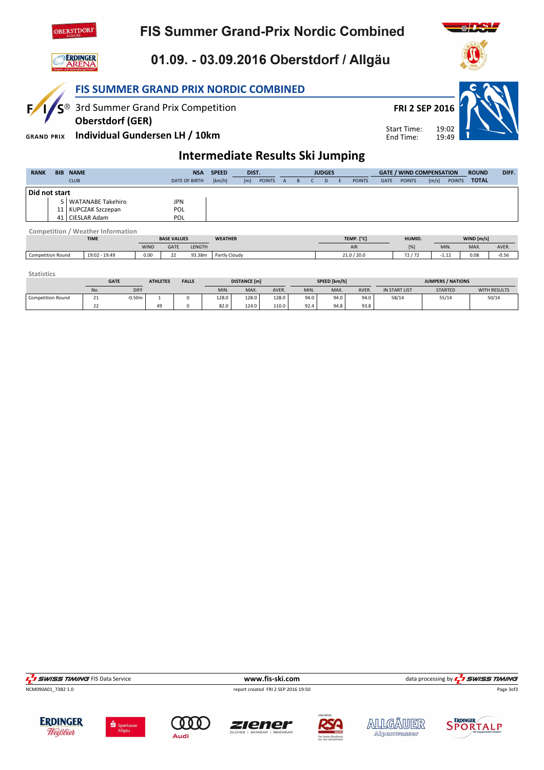# FIS Summer Grand-Prix Nordic Combined

## 01.09. - 03.09.2016 Oberstdorf / Allgäu

## FIS SUMMER GRAND PRIX NORDIC COMBINED

3rd Summer Grand Prix Competition
**Oberstdorf (GER)**
**Individual Gundersen LH / 10km**

**FRI 2 SEP 2016**
Start Time: 19:02
End Time: 19:49

## Intermediate Results Ski Jumping

| RANK | BIB | NAME / CLUB | NSA / DATE OF BIRTH | SPEED [km/h] | DIST. [m] | DIST. POINTS | A | B | C | D | E | JUDGES POINTS | GATE | GATE POINTS | WIND [m/s] | WIND POINTS | ROUND TOTAL | DIFF. |
|---|---|---|---|---|---|---|---|---|---|---|---|---|---|---|---|---|---|---|
| **Did not start** | | | | | | | | | | | | | | | | | | |
| | 5 | WATANABE Takehiro | JPN | | | | | | | | | | | | | | | |
| | 11 | KUPCZAK Szczepan | POL | | | | | | | | | | | | | | | |
| | 41 | CIESLAR Adam | POL | | | | | | | | | | | | | | | |

### Competition / Weather Information

| | TIME | BASE VALUES WIND | BASE VALUES GATE | BASE VALUES LENGTH | WEATHER | TEMP. [°C] AIR | HUMID. [%] | WIND [m/s] MIN. | WIND [m/s] MAX. | WIND [m/s] AVER. |
|---|---|---|---|---|---|---|---|---|---|---|
| Competition Round | 19:02 - 19:49 | 0.00 | 22 | 93.38m | Partly Cloudy | 21.0 / 20.0 | 72 / 72 | -1.12 | 0.08 | -0.56 |

### Statistics

| | GATE No. | GATE DIFF | ATHLETES | FALLS | DISTANCE [m] MIN. | DISTANCE [m] MAX. | DISTANCE [m] AVER. | SPEED [km/h] MIN. | SPEED [km/h] MAX. | SPEED [km/h] AVER. | JUMPERS / NATIONS IN START LIST | JUMPERS / NATIONS STARTED | JUMPERS / NATIONS WITH RESULTS |
|---|---|---|---|---|---|---|---|---|---|---|---|---|---|
| Competition Round | 21 | -0.50m | 1 | 0 | 128.0 | 128.0 | 128.0 | 94.0 | 94.0 | 94.0 | 58/14 | 55/14 | 50/14 |
| | 22 | | 49 | 0 | 82.0 | 124.0 | 110.0 | 92.4 | 94.8 | 93.8 | | | |

SWISS TIMING FIS Data Service — www.fis-ski.com — data processing by SWISS TIMING

NCM090A01_73B2 1.0 — report created FRI 2 SEP 2016 19:50